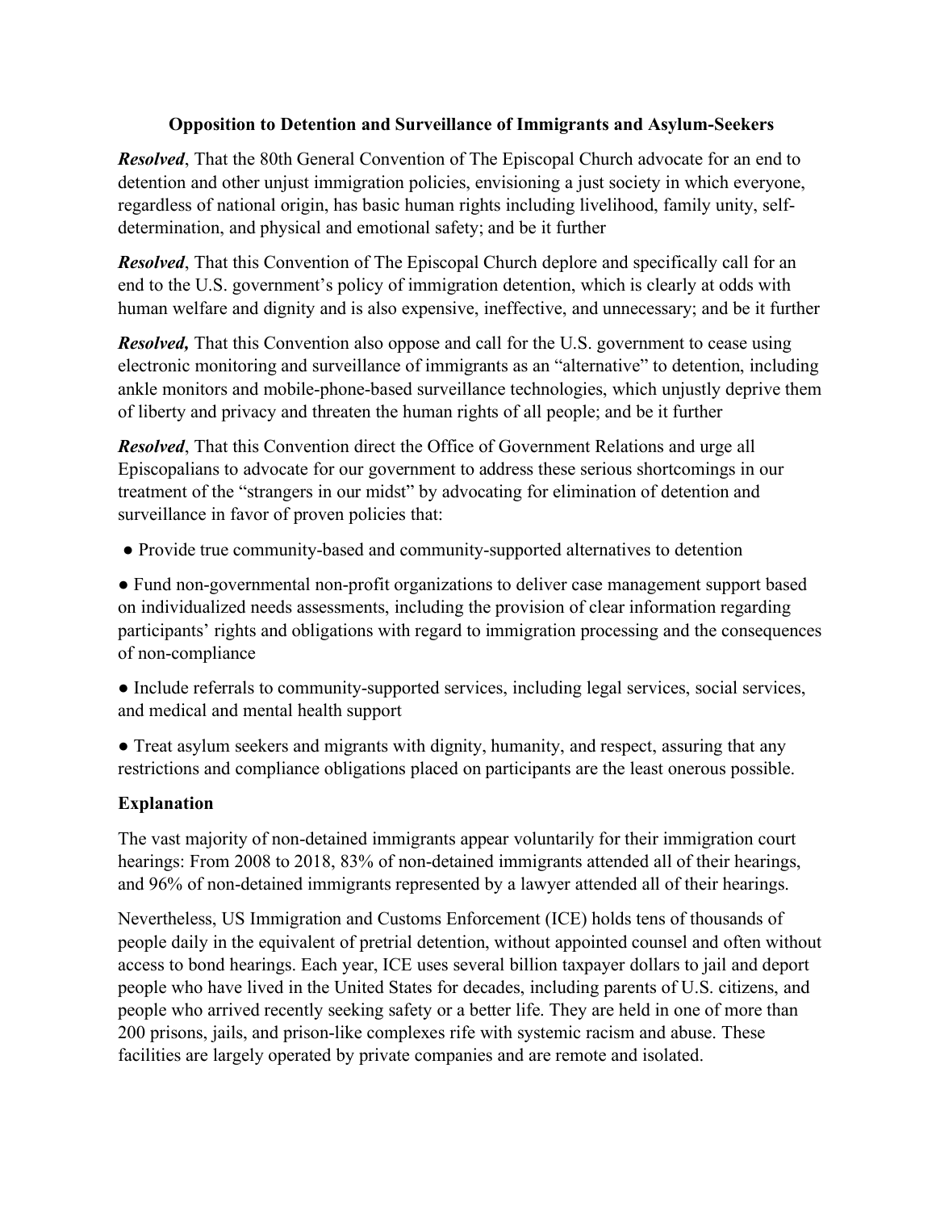# Opposition to Detention and Surveillance of Immigrants and Asylum-Seekers

***Resolved***, That the 80th General Convention of The Episcopal Church advocate for an end to detention and other unjust immigration policies, envisioning a just society in which everyone, regardless of national origin, has basic human rights including livelihood, family unity, self-determination, and physical and emotional safety; and be it further

***Resolved***, That this Convention of The Episcopal Church deplore and specifically call for an end to the U.S. government's policy of immigration detention, which is clearly at odds with human welfare and dignity and is also expensive, ineffective, and unnecessary; and be it further

***Resolved,*** That this Convention also oppose and call for the U.S. government to cease using electronic monitoring and surveillance of immigrants as an "alternative" to detention, including ankle monitors and mobile-phone-based surveillance technologies, which unjustly deprive them of liberty and privacy and threaten the human rights of all people; and be it further

***Resolved***, That this Convention direct the Office of Government Relations and urge all Episcopalians to advocate for our government to address these serious shortcomings in our treatment of the "strangers in our midst" by advocating for elimination of detention and surveillance in favor of proven policies that:

- Provide true community-based and community-supported alternatives to detention
- Fund non-governmental non-profit organizations to deliver case management support based on individualized needs assessments, including the provision of clear information regarding participants' rights and obligations with regard to immigration processing and the consequences of non-compliance
- Include referrals to community-supported services, including legal services, social services, and medical and mental health support
- Treat asylum seekers and migrants with dignity, humanity, and respect, assuring that any restrictions and compliance obligations placed on participants are the least onerous possible.

## Explanation

The vast majority of non-detained immigrants appear voluntarily for their immigration court hearings: From 2008 to 2018, 83% of non-detained immigrants attended all of their hearings, and 96% of non-detained immigrants represented by a lawyer attended all of their hearings.

Nevertheless, US Immigration and Customs Enforcement (ICE) holds tens of thousands of people daily in the equivalent of pretrial detention, without appointed counsel and often without access to bond hearings. Each year, ICE uses several billion taxpayer dollars to jail and deport people who have lived in the United States for decades, including parents of U.S. citizens, and people who arrived recently seeking safety or a better life. They are held in one of more than 200 prisons, jails, and prison-like complexes rife with systemic racism and abuse. These facilities are largely operated by private companies and are remote and isolated.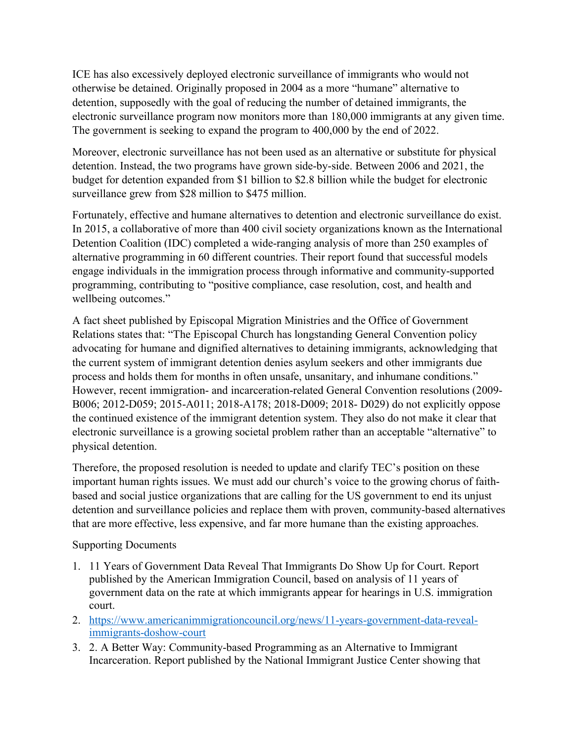ICE has also excessively deployed electronic surveillance of immigrants who would not otherwise be detained. Originally proposed in 2004 as a more "humane" alternative to detention, supposedly with the goal of reducing the number of detained immigrants, the electronic surveillance program now monitors more than 180,000 immigrants at any given time. The government is seeking to expand the program to 400,000 by the end of 2022.

Moreover, electronic surveillance has not been used as an alternative or substitute for physical detention. Instead, the two programs have grown side-by-side. Between 2006 and 2021, the budget for detention expanded from $1 billion to $2.8 billion while the budget for electronic surveillance grew from $28 million to $475 million.

Fortunately, effective and humane alternatives to detention and electronic surveillance do exist. In 2015, a collaborative of more than 400 civil society organizations known as the International Detention Coalition (IDC) completed a wide-ranging analysis of more than 250 examples of alternative programming in 60 different countries. Their report found that successful models engage individuals in the immigration process through informative and community-supported programming, contributing to "positive compliance, case resolution, cost, and health and wellbeing outcomes."

A fact sheet published by Episcopal Migration Ministries and the Office of Government Relations states that: "The Episcopal Church has longstanding General Convention policy advocating for humane and dignified alternatives to detaining immigrants, acknowledging that the current system of immigrant detention denies asylum seekers and other immigrants due process and holds them for months in often unsafe, unsanitary, and inhumane conditions." However, recent immigration- and incarceration-related General Convention resolutions (2009-B006; 2012-D059; 2015-A011; 2018-A178; 2018-D009; 2018- D029) do not explicitly oppose the continued existence of the immigrant detention system. They also do not make it clear that electronic surveillance is a growing societal problem rather than an acceptable "alternative" to physical detention.

Therefore, the proposed resolution is needed to update and clarify TEC's position on these important human rights issues. We must add our church's voice to the growing chorus of faith-based and social justice organizations that are calling for the US government to end its unjust detention and surveillance policies and replace them with proven, community-based alternatives that are more effective, less expensive, and far more humane than the existing approaches.

Supporting Documents

1. 11 Years of Government Data Reveal That Immigrants Do Show Up for Court. Report published by the American Immigration Council, based on analysis of 11 years of government data on the rate at which immigrants appear for hearings in U.S. immigration court.
2. [https://www.americanimmigrationcouncil.org/news/11-years-government-data-reveal-immigrants-doshow-court](https://www.americanimmigrationcouncil.org/news/11-years-government-data-reveal-immigrants-doshow-court)
3. 2. A Better Way: Community-based Programming as an Alternative to Immigrant Incarceration. Report published by the National Immigrant Justice Center showing that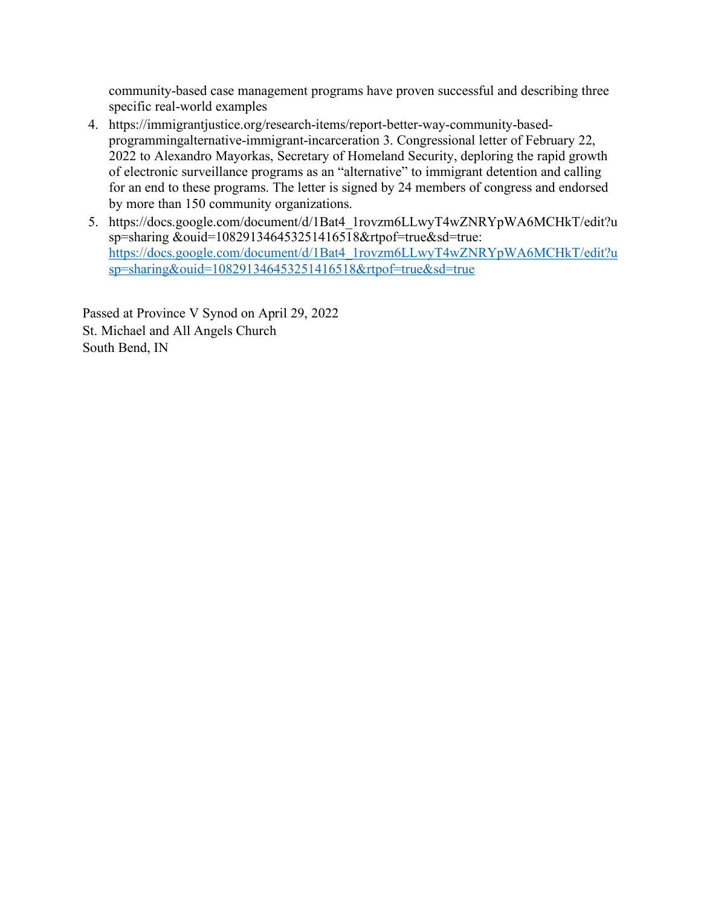community-based case management programs have proven successful and describing three specific real-world examples

4. https://immigrantjustice.org/research-items/report-better-way-community-based-programmingalternative-immigrant-incarceration 3. Congressional letter of February 22, 2022 to Alexandro Mayorkas, Secretary of Homeland Security, deploring the rapid growth of electronic surveillance programs as an “alternative” to immigrant detention and calling for an end to these programs. The letter is signed by 24 members of congress and endorsed by more than 150 community organizations.
5. https://docs.google.com/document/d/1Bat4_1rovzm6LLwyT4wZNRYpWA6MCHkT/edit?usp=sharing &ouid=108291346453251416518&rtpof=true&sd=true: [https://docs.google.com/document/d/1Bat4_1rovzm6LLwyT4wZNRYpWA6MCHkT/edit?usp=sharing&ouid=108291346453251416518&rtpof=true&sd=true](https://docs.google.com/document/d/1Bat4_1rovzm6LLwyT4wZNRYpWA6MCHkT/edit?usp=sharing&ouid=108291346453251416518&rtpof=true&sd=true)

Passed at Province V Synod on April 29, 2022
St. Michael and All Angels Church
South Bend, IN